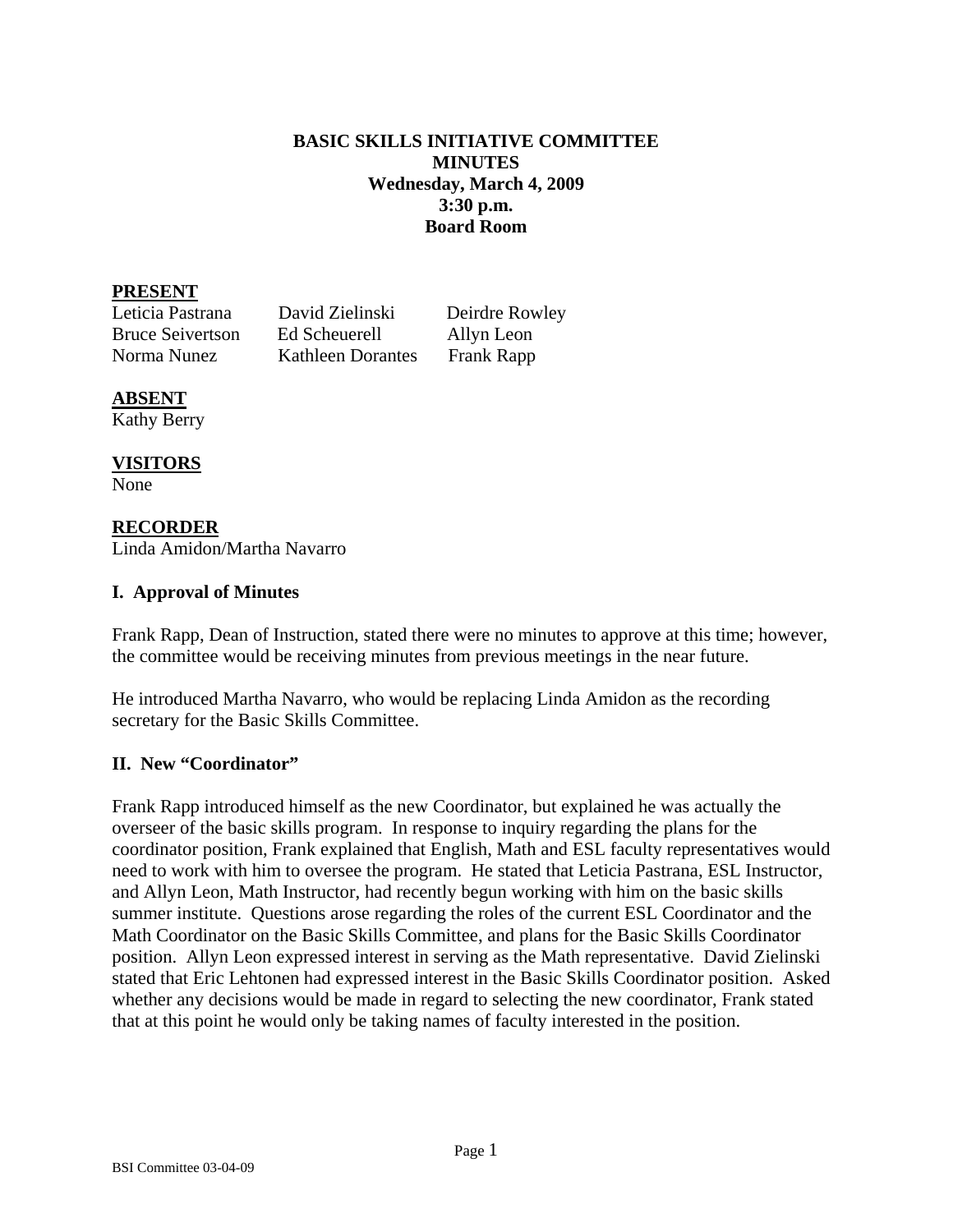# BASIC SKILLS INITIATIVE COMMITTEE
## MINUTES
### Wednesday, March 4, 2009
### 3:30 p.m.
### Board Room

**PRESENT**

| | | |
|---|---|---|
| Leticia Pastrana | David Zielinski | Deirdre Rowley |
| Bruce Seivertson | Ed Scheuerell | Allyn Leon |
| Norma Nunez | Kathleen Dorantes | Frank Rapp |

**ABSENT**

Kathy Berry

**VISITORS**

None

**RECORDER**

Linda Amidon/Martha Navarro

## I. Approval of Minutes

Frank Rapp, Dean of Instruction, stated there were no minutes to approve at this time; however, the committee would be receiving minutes from previous meetings in the near future.

He introduced Martha Navarro, who would be replacing Linda Amidon as the recording secretary for the Basic Skills Committee.

## II. New "Coordinator"

Frank Rapp introduced himself as the new Coordinator, but explained he was actually the overseer of the basic skills program. In response to inquiry regarding the plans for the coordinator position, Frank explained that English, Math and ESL faculty representatives would need to work with him to oversee the program. He stated that Leticia Pastrana, ESL Instructor, and Allyn Leon, Math Instructor, had recently begun working with him on the basic skills summer institute. Questions arose regarding the roles of the current ESL Coordinator and the Math Coordinator on the Basic Skills Committee, and plans for the Basic Skills Coordinator position. Allyn Leon expressed interest in serving as the Math representative. David Zielinski stated that Eric Lehtonen had expressed interest in the Basic Skills Coordinator position. Asked whether any decisions would be made in regard to selecting the new coordinator, Frank stated that at this point he would only be taking names of faculty interested in the position.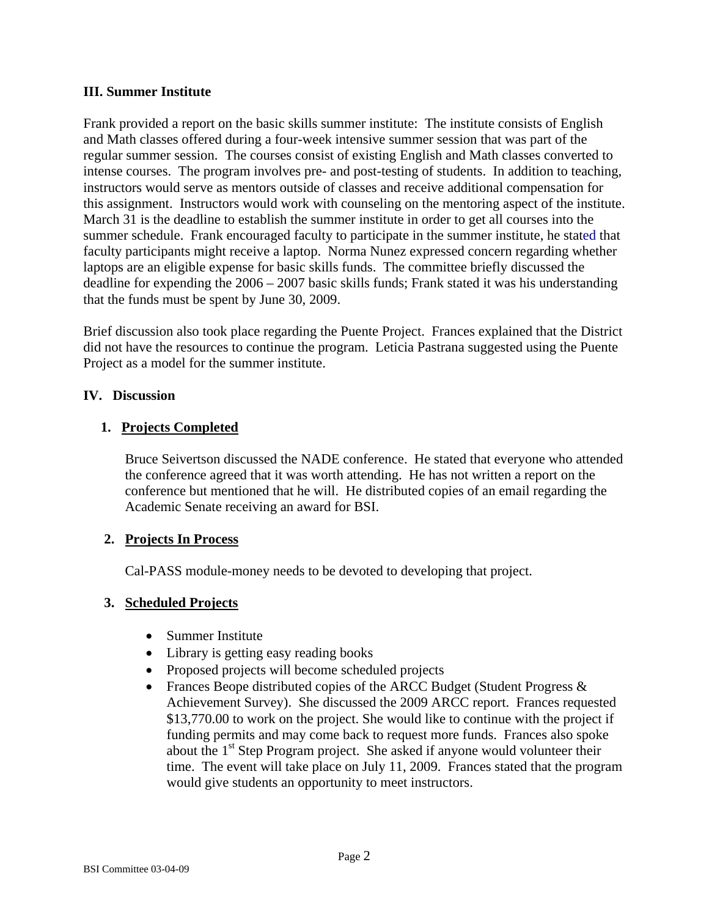### III. Summer Institute

Frank provided a report on the basic skills summer institute: The institute consists of English and Math classes offered during a four-week intensive summer session that was part of the regular summer session. The courses consist of existing English and Math classes converted to intense courses. The program involves pre- and post-testing of students. In addition to teaching, instructors would serve as mentors outside of classes and receive additional compensation for this assignment. Instructors would work with counseling on the mentoring aspect of the institute. March 31 is the deadline to establish the summer institute in order to get all courses into the summer schedule. Frank encouraged faculty to participate in the summer institute, he stated that faculty participants might receive a laptop. Norma Nunez expressed concern regarding whether laptops are an eligible expense for basic skills funds. The committee briefly discussed the deadline for expending the 2006 – 2007 basic skills funds; Frank stated it was his understanding that the funds must be spent by June 30, 2009.

Brief discussion also took place regarding the Puente Project. Frances explained that the District did not have the resources to continue the program. Leticia Pastrana suggested using the Puente Project as a model for the summer institute.

### IV. Discussion

1. **Projects Completed**

   Bruce Seivertson discussed the NADE conference. He stated that everyone who attended the conference agreed that it was worth attending. He has not written a report on the conference but mentioned that he will. He distributed copies of an email regarding the Academic Senate receiving an award for BSI.

2. **Projects In Process**

   Cal-PASS module-money needs to be devoted to developing that project.

3. **Scheduled Projects**

   - Summer Institute
   - Library is getting easy reading books
   - Proposed projects will become scheduled projects
   - Frances Beope distributed copies of the ARCC Budget (Student Progress & Achievement Survey). She discussed the 2009 ARCC report. Frances requested $13,770.00 to work on the project. She would like to continue with the project if funding permits and may come back to request more funds. Frances also spoke about the 1st Step Program project. She asked if anyone would volunteer their time. The event will take place on July 11, 2009. Frances stated that the program would give students an opportunity to meet instructors.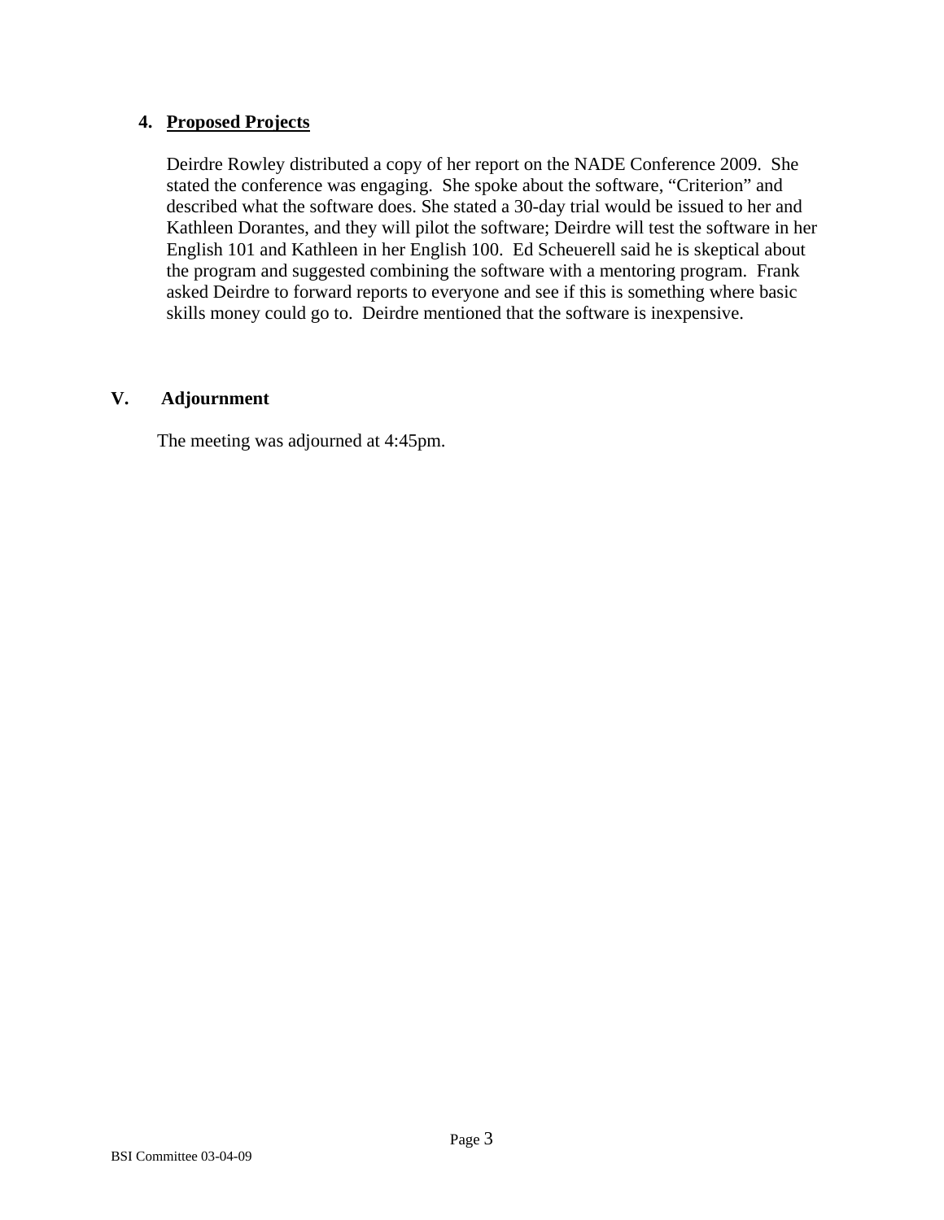4. **Proposed Projects**

Deirdre Rowley distributed a copy of her report on the NADE Conference 2009. She stated the conference was engaging. She spoke about the software, "Criterion" and described what the software does. She stated a 30-day trial would be issued to her and Kathleen Dorantes, and they will pilot the software; Deirdre will test the software in her English 101 and Kathleen in her English 100. Ed Scheuerell said he is skeptical about the program and suggested combining the software with a mentoring program. Frank asked Deirdre to forward reports to everyone and see if this is something where basic skills money could go to. Deirdre mentioned that the software is inexpensive.

## V. Adjournment

The meeting was adjourned at 4:45pm.